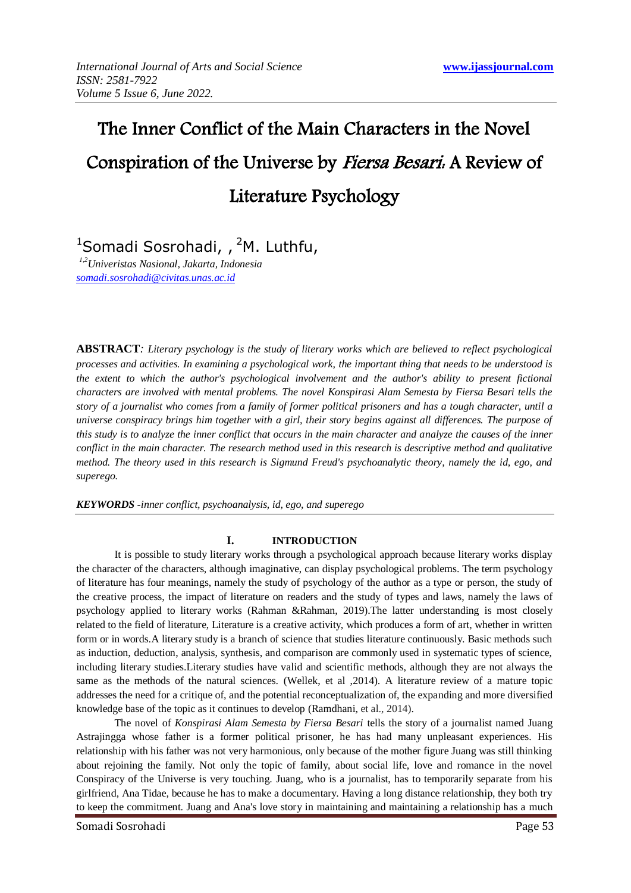# The Inner Conflict of the Main Characters in the Novel Conspiration of the Universe by *Fiersa Besari*: A Review of Literature Psychology

[1]Somadi Sosrohadi, , [2]M. Luthfu,

[1,2]*Univeristas Nasional, Jakarta, Indonesia*
somadi.sosrohadi@civitas.unas.ac.id

**ABSTRACT**: *Literary psychology is the study of literary works which are believed to reflect psychological processes and activities. In examining a psychological work, the important thing that needs to be understood is the extent to which the author's psychological involvement and the author's ability to present fictional characters are involved with mental problems. The novel Konspirasi Alam Semesta by Fiersa Besari tells the story of a journalist who comes from a family of former political prisoners and has a tough character, until a universe conspiracy brings him together with a girl, their story begins against all differences. The purpose of this study is to analyze the inner conflict that occurs in the main character and analyze the causes of the inner conflict in the main character. The research method used in this research is descriptive method and qualitative method. The theory used in this research is Sigmund Freud's psychoanalytic theory, namely the id, ego, and superego.*

***KEYWORDS** -inner conflict, psychoanalysis, id, ego, and superego*

## I. INTRODUCTION

It is possible to study literary works through a psychological approach because literary works display the character of the characters, although imaginative, can display psychological problems. The term psychology of literature has four meanings, namely the study of psychology of the author as a type or person, the study of the creative process, the impact of literature on readers and the study of types and laws, namely the laws of psychology applied to literary works (Rahman &Rahman, 2019).The latter understanding is most closely related to the field of literature, Literature is a creative activity, which produces a form of art, whether in written form or in words.A literary study is a branch of science that studies literature continuously. Basic methods such as induction, deduction, analysis, synthesis, and comparison are commonly used in systematic types of science, including literary studies.Literary studies have valid and scientific methods, although they are not always the same as the methods of the natural sciences. (Wellek, et al ,2014). A literature review of a mature topic addresses the need for a critique of, and the potential reconceptualization of, the expanding and more diversified knowledge base of the topic as it continues to develop (Ramdhani, et al., 2014).

The novel of *Konspirasi Alam Semesta by Fiersa Besari* tells the story of a journalist named Juang Astrajingga whose father is a former political prisoner, he has had many unpleasant experiences. His relationship with his father was not very harmonious, only because of the mother figure Juang was still thinking about rejoining the family. Not only the topic of family, about social life, love and romance in the novel Conspiracy of the Universe is very touching. Juang, who is a journalist, has to temporarily separate from his girlfriend, Ana Tidae, because he has to make a documentary. Having a long distance relationship, they both try to keep the commitment. Juang and Ana's love story in maintaining and maintaining a relationship has a much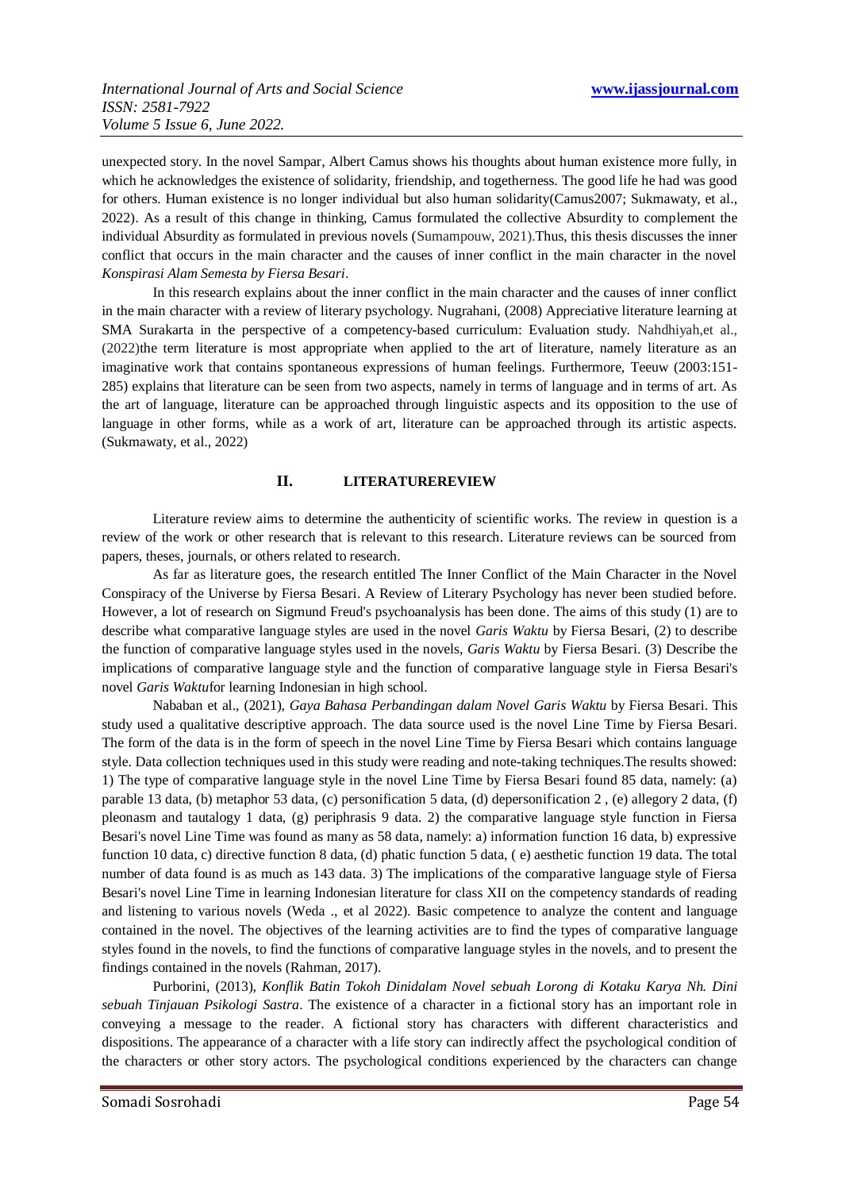unexpected story. In the novel Sampar, Albert Camus shows his thoughts about human existence more fully, in which he acknowledges the existence of solidarity, friendship, and togetherness. The good life he had was good for others. Human existence is no longer individual but also human solidarity(Camus2007; Sukmawaty, et al., 2022). As a result of this change in thinking, Camus formulated the collective Absurdity to complement the individual Absurdity as formulated in previous novels (Sumampouw, 2021).Thus, this thesis discusses the inner conflict that occurs in the main character and the causes of inner conflict in the main character in the novel *Konspirasi Alam Semesta by Fiersa Besari*.

In this research explains about the inner conflict in the main character and the causes of inner conflict in the main character with a review of literary psychology. Nugrahani, (2008) Appreciative literature learning at SMA Surakarta in the perspective of a competency-based curriculum: Evaluation study. Nahdhiyah,et al., (2022)the term literature is most appropriate when applied to the art of literature, namely literature as an imaginative work that contains spontaneous expressions of human feelings. Furthermore, Teeuw (2003:151-285) explains that literature can be seen from two aspects, namely in terms of language and in terms of art. As the art of language, literature can be approached through linguistic aspects and its opposition to the use of language in other forms, while as a work of art, literature can be approached through its artistic aspects. (Sukmawaty, et al., 2022)

## II. LITERATUREREVIEW

Literature review aims to determine the authenticity of scientific works. The review in question is a review of the work or other research that is relevant to this research. Literature reviews can be sourced from papers, theses, journals, or others related to research.

As far as literature goes, the research entitled The Inner Conflict of the Main Character in the Novel Conspiracy of the Universe by Fiersa Besari. A Review of Literary Psychology has never been studied before. However, a lot of research on Sigmund Freud's psychoanalysis has been done. The aims of this study (1) are to describe what comparative language styles are used in the novel *Garis Waktu* by Fiersa Besari, (2) to describe the function of comparative language styles used in the novels, *Garis Waktu* by Fiersa Besari. (3) Describe the implications of comparative language style and the function of comparative language style in Fiersa Besari's novel *Garis Waktu*for learning Indonesian in high school.

Nababan et al., (2021), *Gaya Bahasa Perbandingan dalam Novel Garis Waktu* by Fiersa Besari. This study used a qualitative descriptive approach. The data source used is the novel Line Time by Fiersa Besari. The form of the data is in the form of speech in the novel Line Time by Fiersa Besari which contains language style. Data collection techniques used in this study were reading and note-taking techniques.The results showed: 1) The type of comparative language style in the novel Line Time by Fiersa Besari found 85 data, namely: (a) parable 13 data, (b) metaphor 53 data, (c) personification 5 data, (d) depersonification 2 , (e) allegory 2 data, (f) pleonasm and tautalogy 1 data, (g) periphrasis 9 data. 2) the comparative language style function in Fiersa Besari's novel Line Time was found as many as 58 data, namely: a) information function 16 data, b) expressive function 10 data, c) directive function 8 data, (d) phatic function 5 data, ( e) aesthetic function 19 data. The total number of data found is as much as 143 data. 3) The implications of the comparative language style of Fiersa Besari's novel Line Time in learning Indonesian literature for class XII on the competency standards of reading and listening to various novels (Weda ., et al 2022). Basic competence to analyze the content and language contained in the novel. The objectives of the learning activities are to find the types of comparative language styles found in the novels, to find the functions of comparative language styles in the novels, and to present the findings contained in the novels (Rahman, 2017).

Purborini, (2013), *Konflik Batin Tokoh Dinidalam Novel sebuah Lorong di Kotaku Karya Nh. Dini sebuah Tinjauan Psikologi Sastra*. The existence of a character in a fictional story has an important role in conveying a message to the reader. A fictional story has characters with different characteristics and dispositions. The appearance of a character with a life story can indirectly affect the psychological condition of the characters or other story actors. The psychological conditions experienced by the characters can change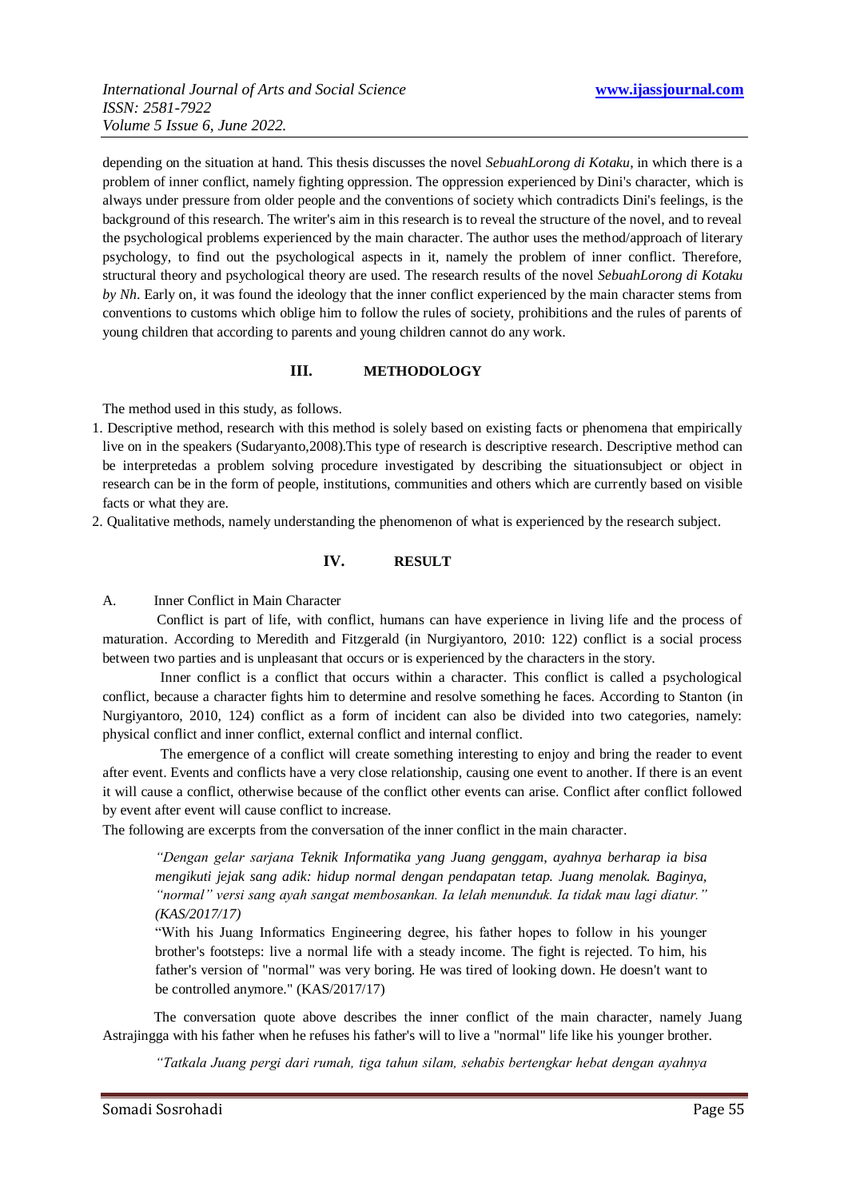depending on the situation at hand. This thesis discusses the novel *SebuahLorong di Kotaku*, in which there is a problem of inner conflict, namely fighting oppression. The oppression experienced by Dini's character, which is always under pressure from older people and the conventions of society which contradicts Dini's feelings, is the background of this research. The writer's aim in this research is to reveal the structure of the novel, and to reveal the psychological problems experienced by the main character. The author uses the method/approach of literary psychology, to find out the psychological aspects in it, namely the problem of inner conflict. Therefore, structural theory and psychological theory are used. The research results of the novel *SebuahLorong di Kotaku by Nh*. Early on, it was found the ideology that the inner conflict experienced by the main character stems from conventions to customs which oblige him to follow the rules of society, prohibitions and the rules of parents of young children that according to parents and young children cannot do any work.

## III. METHODOLOGY

The method used in this study, as follows.

1. Descriptive method, research with this method is solely based on existing facts or phenomena that empirically live on in the speakers (Sudaryanto,2008).This type of research is descriptive research. Descriptive method can be interpretedas a problem solving procedure investigated by describing the situationsubject or object in research can be in the form of people, institutions, communities and others which are currently based on visible facts or what they are.
2. Qualitative methods, namely understanding the phenomenon of what is experienced by the research subject.

## IV. RESULT

### A. Inner Conflict in Main Character

Conflict is part of life, with conflict, humans can have experience in living life and the process of maturation. According to Meredith and Fitzgerald (in Nurgiyantoro, 2010: 122) conflict is a social process between two parties and is unpleasant that occurs or is experienced by the characters in the story.

Inner conflict is a conflict that occurs within a character. This conflict is called a psychological conflict, because a character fights him to determine and resolve something he faces. According to Stanton (in Nurgiyantoro, 2010, 124) conflict as a form of incident can also be divided into two categories, namely: physical conflict and inner conflict, external conflict and internal conflict.

The emergence of a conflict will create something interesting to enjoy and bring the reader to event after event. Events and conflicts have a very close relationship, causing one event to another. If there is an event it will cause a conflict, otherwise because of the conflict other events can arise. Conflict after conflict followed by event after event will cause conflict to increase.

The following are excerpts from the conversation of the inner conflict in the main character.

> *"Dengan gelar sarjana Teknik Informatika yang Juang genggam, ayahnya berharap ia bisa mengikuti jejak sang adik: hidup normal dengan pendapatan tetap. Juang menolak. Baginya, "normal" versi sang ayah sangat membosankan. Ia lelah menunduk. Ia tidak mau lagi diatur." (KAS/2017/17)*
>
> "With his Juang Informatics Engineering degree, his father hopes to follow in his younger brother's footsteps: live a normal life with a steady income. The fight is rejected. To him, his father's version of "normal" was very boring. He was tired of looking down. He doesn't want to be controlled anymore." (KAS/2017/17)

The conversation quote above describes the inner conflict of the main character, namely Juang Astrajingga with his father when he refuses his father's will to live a "normal" life like his younger brother.

> *"Tatkala Juang pergi dari rumah, tiga tahun silam, sehabis bertengkar hebat dengan ayahnya*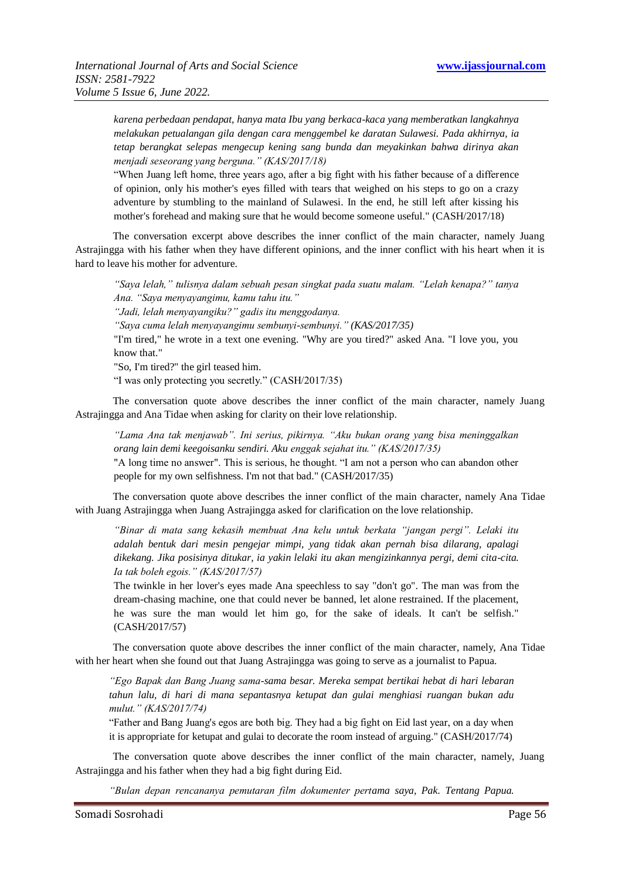*karena perbedaan pendapat, hanya mata Ibu yang berkaca-kaca yang memberatkan langkahnya melakukan petualangan gila dengan cara menggembel ke daratan Sulawesi. Pada akhirnya, ia tetap berangkat selepas mengecup kening sang bunda dan meyakinkan bahwa dirinya akan menjadi seseorang yang berguna." (KAS/2017/18)*

"When Juang left home, three years ago, after a big fight with his father because of a difference of opinion, only his mother's eyes filled with tears that weighed on his steps to go on a crazy adventure by stumbling to the mainland of Sulawesi. In the end, he still left after kissing his mother's forehead and making sure that he would become someone useful." (CASH/2017/18)

The conversation excerpt above describes the inner conflict of the main character, namely Juang Astrajingga with his father when they have different opinions, and the inner conflict with his heart when it is hard to leave his mother for adventure.

*"Saya lelah," tulisnya dalam sebuah pesan singkat pada suatu malam. "Lelah kenapa?" tanya Ana. "Saya menyayangimu, kamu tahu itu."*

*"Jadi, lelah menyayangiku?" gadis itu menggodanya.*

*"Saya cuma lelah menyayangimu sembunyi-sembunyi." (KAS/2017/35)*

"I'm tired," he wrote in a text one evening. "Why are you tired?" asked Ana. "I love you, you know that."

"So, I'm tired?" the girl teased him.

"I was only protecting you secretly." (CASH/2017/35)

The conversation quote above describes the inner conflict of the main character, namely Juang Astrajingga and Ana Tidae when asking for clarity on their love relationship.

*"Lama Ana tak menjawab". Ini serius, pikirnya. "Aku bukan orang yang bisa meninggalkan orang lain demi keegoisanku sendiri. Aku enggak sejahat itu." (KAS/2017/35)*

"A long time no answer". This is serious, he thought. "I am not a person who can abandon other people for my own selfishness. I'm not that bad." (CASH/2017/35)

The conversation quote above describes the inner conflict of the main character, namely Ana Tidae with Juang Astrajingga when Juang Astrajingga asked for clarification on the love relationship.

*"Binar di mata sang kekasih membuat Ana kelu untuk berkata "jangan pergi". Lelaki itu adalah bentuk dari mesin pengejar mimpi, yang tidak akan pernah bisa dilarang, apalagi dikekang. Jika posisinya ditukar, ia yakin lelaki itu akan mengizinkannya pergi, demi cita-cita. Ia tak boleh egois." (KAS/2017/57)*

The twinkle in her lover's eyes made Ana speechless to say "don't go". The man was from the dream-chasing machine, one that could never be banned, let alone restrained. If the placement, he was sure the man would let him go, for the sake of ideals. It can't be selfish." (CASH/2017/57)

The conversation quote above describes the inner conflict of the main character, namely, Ana Tidae with her heart when she found out that Juang Astrajingga was going to serve as a journalist to Papua.

*"Ego Bapak dan Bang Juang sama-sama besar. Mereka sempat bertikai hebat di hari lebaran tahun lalu, di hari di mana sepantasnya ketupat dan gulai menghiasi ruangan bukan adu mulut." (KAS/2017/74)*

"Father and Bang Juang's egos are both big. They had a big fight on Eid last year, on a day when it is appropriate for ketupat and gulai to decorate the room instead of arguing." (CASH/2017/74)

The conversation quote above describes the inner conflict of the main character, namely, Juang Astrajingga and his father when they had a big fight during Eid.

*"Bulan depan rencananya pemutaran film dokumenter pertama saya, Pak. Tentang Papua.*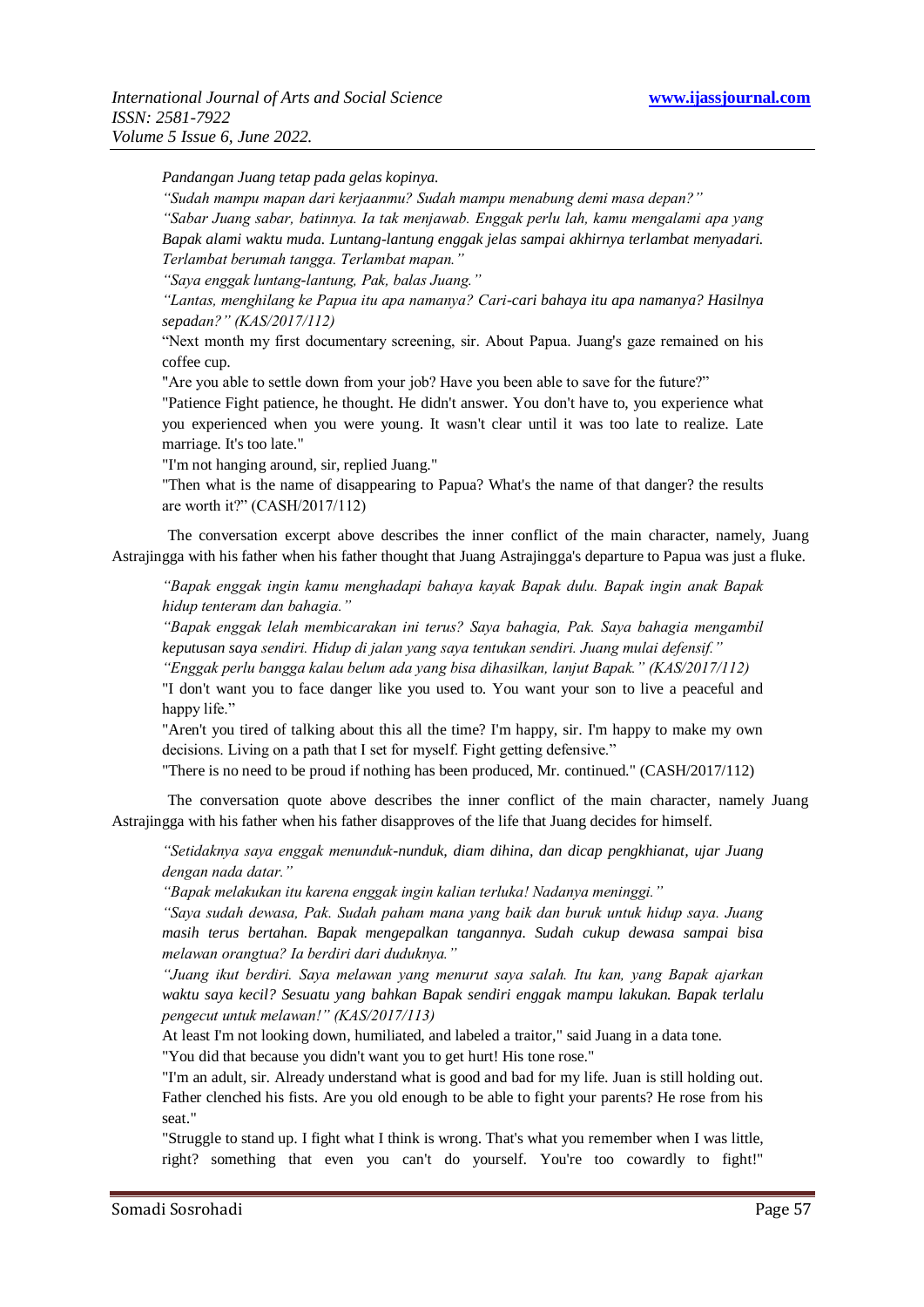*Pandangan Juang tetap pada gelas kopinya.*

*"Sudah mampu mapan dari kerjaanmu? Sudah mampu menabung demi masa depan?"*

*"Sabar Juang sabar, batinnya. Ia tak menjawab. Enggak perlu lah, kamu mengalami apa yang Bapak alami waktu muda. Luntang-lantung enggak jelas sampai akhirnya terlambat menyadari. Terlambat berumah tangga. Terlambat mapan."*

*"Saya enggak luntang-lantung, Pak, balas Juang."*

*"Lantas, menghilang ke Papua itu apa namanya? Cari-cari bahaya itu apa namanya? Hasilnya sepadan?" (KAS/2017/112)*

"Next month my first documentary screening, sir. About Papua. Juang's gaze remained on his coffee cup.

"Are you able to settle down from your job? Have you been able to save for the future?"

"Patience Fight patience, he thought. He didn't answer. You don't have to, you experience what you experienced when you were young. It wasn't clear until it was too late to realize. Late marriage. It's too late."

"I'm not hanging around, sir, replied Juang."

"Then what is the name of disappearing to Papua? What's the name of that danger? the results are worth it?" (CASH/2017/112)

The conversation excerpt above describes the inner conflict of the main character, namely, Juang Astrajingga with his father when his father thought that Juang Astrajingga's departure to Papua was just a fluke.

*"Bapak enggak ingin kamu menghadapi bahaya kayak Bapak dulu. Bapak ingin anak Bapak hidup tenteram dan bahagia."*

*"Bapak enggak lelah membicarakan ini terus? Saya bahagia, Pak. Saya bahagia mengambil keputusan saya sendiri. Hidup di jalan yang saya tentukan sendiri. Juang mulai defensif."*

*"Enggak perlu bangga kalau belum ada yang bisa dihasilkan, lanjut Bapak." (KAS/2017/112)*

"I don't want you to face danger like you used to. You want your son to live a peaceful and happy life."

"Aren't you tired of talking about this all the time? I'm happy, sir. I'm happy to make my own decisions. Living on a path that I set for myself. Fight getting defensive."

"There is no need to be proud if nothing has been produced, Mr. continued." (CASH/2017/112)

The conversation quote above describes the inner conflict of the main character, namely Juang Astrajingga with his father when his father disapproves of the life that Juang decides for himself.

*"Setidaknya saya enggak menunduk-nunduk, diam dihina, dan dicap pengkhianat, ujar Juang dengan nada datar."*

*"Bapak melakukan itu karena enggak ingin kalian terluka! Nadanya meninggi."*

*"Saya sudah dewasa, Pak. Sudah paham mana yang baik dan buruk untuk hidup saya. Juang masih terus bertahan. Bapak mengepalkan tangannya. Sudah cukup dewasa sampai bisa melawan orangtua? Ia berdiri dari duduknya."*

*"Juang ikut berdiri. Saya melawan yang menurut saya salah. Itu kan, yang Bapak ajarkan waktu saya kecil? Sesuatu yang bahkan Bapak sendiri enggak mampu lakukan. Bapak terlalu pengecut untuk melawan!" (KAS/2017/113)*

At least I'm not looking down, humiliated, and labeled a traitor," said Juang in a data tone.

"You did that because you didn't want you to get hurt! His tone rose."

"I'm an adult, sir. Already understand what is good and bad for my life. Juan is still holding out. Father clenched his fists. Are you old enough to be able to fight your parents? He rose from his seat."

"Struggle to stand up. I fight what I think is wrong. That's what you remember when I was little, right? something that even you can't do yourself. You're too cowardly to fight!"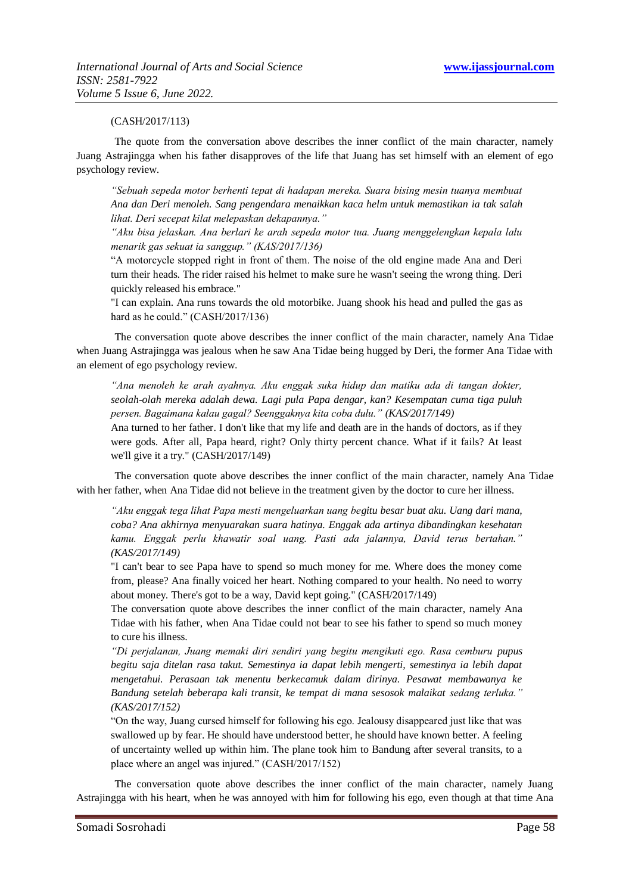(CASH/2017/113)

The quote from the conversation above describes the inner conflict of the main character, namely Juang Astrajingga when his father disapproves of the life that Juang has set himself with an element of ego psychology review.

> *"Sebuah sepeda motor berhenti tepat di hadapan mereka. Suara bising mesin tuanya membuat Ana dan Deri menoleh. Sang pengendara menaikkan kaca helm untuk memastikan ia tak salah lihat. Deri secepat kilat melepaskan dekapannya."*
>
> *"Aku bisa jelaskan. Ana berlari ke arah sepeda motor tua. Juang menggelengkan kepala lalu menarik gas sekuat ia sanggup." (KAS/2017/136)*
>
> "A motorcycle stopped right in front of them. The noise of the old engine made Ana and Deri turn their heads. The rider raised his helmet to make sure he wasn't seeing the wrong thing. Deri quickly released his embrace."
>
> "I can explain. Ana runs towards the old motorbike. Juang shook his head and pulled the gas as hard as he could." (CASH/2017/136)

The conversation quote above describes the inner conflict of the main character, namely Ana Tidae when Juang Astrajingga was jealous when he saw Ana Tidae being hugged by Deri, the former Ana Tidae with an element of ego psychology review.

> *"Ana menoleh ke arah ayahnya. Aku enggak suka hidup dan matiku ada di tangan dokter, seolah-olah mereka adalah dewa. Lagi pula Papa dengar, kan? Kesempatan cuma tiga puluh persen. Bagaimana kalau gagal? Seenggaknya kita coba dulu." (KAS/2017/149)*
>
> Ana turned to her father. I don't like that my life and death are in the hands of doctors, as if they were gods. After all, Papa heard, right? Only thirty percent chance. What if it fails? At least we'll give it a try." (CASH/2017/149)

The conversation quote above describes the inner conflict of the main character, namely Ana Tidae with her father, when Ana Tidae did not believe in the treatment given by the doctor to cure her illness.

> *"Aku enggak tega lihat Papa mesti mengeluarkan uang begitu besar buat aku. Uang dari mana, coba? Ana akhirnya menyuarakan suara hatinya. Enggak ada artinya dibandingkan kesehatan kamu. Enggak perlu khawatir soal uang. Pasti ada jalannya, David terus bertahan." (KAS/2017/149)*
>
> "I can't bear to see Papa have to spend so much money for me. Where does the money come from, please? Ana finally voiced her heart. Nothing compared to your health. No need to worry about money. There's got to be a way, David kept going." (CASH/2017/149)
>
> The conversation quote above describes the inner conflict of the main character, namely Ana Tidae with his father, when Ana Tidae could not bear to see his father to spend so much money to cure his illness.
>
> *"Di perjalanan, Juang memaki diri sendiri yang begitu mengikuti ego. Rasa cemburu pupus begitu saja ditelan rasa takut. Semestinya ia dapat lebih mengerti, semestinya ia lebih dapat mengetahui. Perasaan tak menentu berkecamuk dalam dirinya. Pesawat membawanya ke Bandung setelah beberapa kali transit, ke tempat di mana sesosok malaikat sedang terluka." (KAS/2017/152)*
>
> "On the way, Juang cursed himself for following his ego. Jealousy disappeared just like that was swallowed up by fear. He should have understood better, he should have known better. A feeling of uncertainty welled up within him. The plane took him to Bandung after several transits, to a place where an angel was injured." (CASH/2017/152)

The conversation quote above describes the inner conflict of the main character, namely Juang Astrajingga with his heart, when he was annoyed with him for following his ego, even though at that time Ana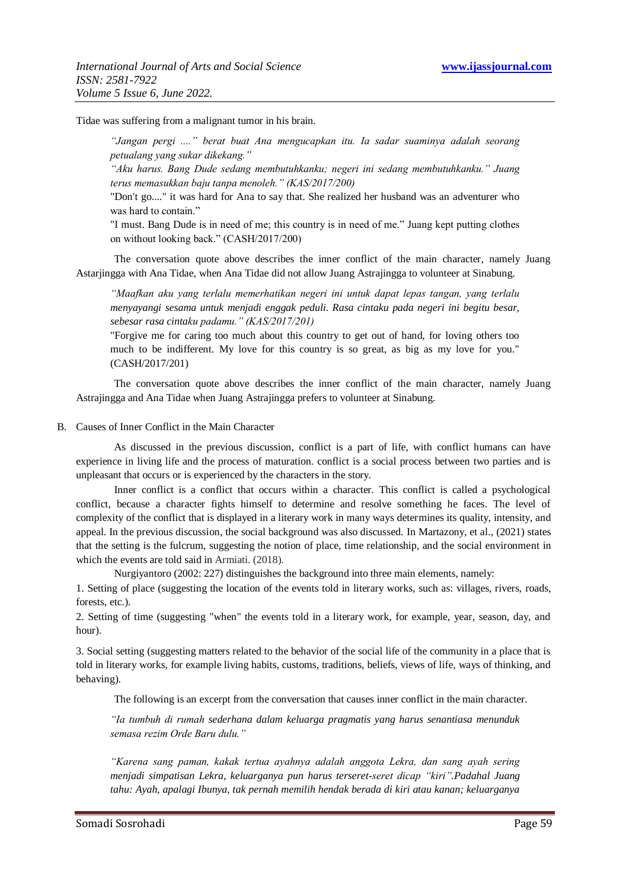Tidae was suffering from a malignant tumor in his brain.

> *"Jangan pergi ...." berat buat Ana mengucapkan itu. Ia sadar suaminya adalah seorang petualang yang sukar dikekang."*
>
> *"Aku harus. Bang Dude sedang membutuhkanku; negeri ini sedang membutuhkanku." Juang terus memasukkan baju tanpa menoleh." (KAS/2017/200)*
>
> "Don't go...." it was hard for Ana to say that. She realized her husband was an adventurer who was hard to contain."
>
> "I must. Bang Dude is in need of me; this country is in need of me." Juang kept putting clothes on without looking back." (CASH/2017/200)

The conversation quote above describes the inner conflict of the main character, namely Juang Astarjingga with Ana Tidae, when Ana Tidae did not allow Juang Astrajingga to volunteer at Sinabung.

> *"Maafkan aku yang terlalu memerhatikan negeri ini untuk dapat lepas tangan, yang terlalu menyayangi sesama untuk menjadi enggak peduli. Rasa cintaku pada negeri ini begitu besar, sebesar rasa cintaku padamu." (KAS/2017/201)*
>
> "Forgive me for caring too much about this country to get out of hand, for loving others too much to be indifferent. My love for this country is so great, as big as my love for you." (CASH/2017/201)

The conversation quote above describes the inner conflict of the main character, namely Juang Astrajingga and Ana Tidae when Juang Astrajingga prefers to volunteer at Sinabung.

## B. Causes of Inner Conflict in the Main Character

As discussed in the previous discussion, conflict is a part of life, with conflict humans can have experience in living life and the process of maturation. conflict is a social process between two parties and is unpleasant that occurs or is experienced by the characters in the story.

Inner conflict is a conflict that occurs within a character. This conflict is called a psychological conflict, because a character fights himself to determine and resolve something he faces. The level of complexity of the conflict that is displayed in a literary work in many ways determines its quality, intensity, and appeal. In the previous discussion, the social background was also discussed. In Martazony, et al., (2021) states that the setting is the fulcrum, suggesting the notion of place, time relationship, and the social environment in which the events are told said in Armiati. (2018).

Nurgiyantoro (2002: 227) distinguishes the background into three main elements, namely:

1. Setting of place (suggesting the location of the events told in literary works, such as: villages, rivers, roads, forests, etc.).
2. Setting of time (suggesting "when" the events told in a literary work, for example, year, season, day, and hour).
3. Social setting (suggesting matters related to the behavior of the social life of the community in a place that is told in literary works, for example living habits, customs, traditions, beliefs, views of life, ways of thinking, and behaving).

The following is an excerpt from the conversation that causes inner conflict in the main character.

> *"Ia tumbuh di rumah sederhana dalam keluarga pragmatis yang harus senantiasa menunduk semasa rezim Orde Baru dulu."*
>
> *"Karena sang paman, kakak tertua ayahnya adalah anggota Lekra, dan sang ayah sering menjadi simpatisan Lekra, keluarganya pun harus terseret-seret dicap "kiri".Padahal Juang tahu: Ayah, apalagi Ibunya, tak pernah memilih hendak berada di kiri atau kanan; keluarganya*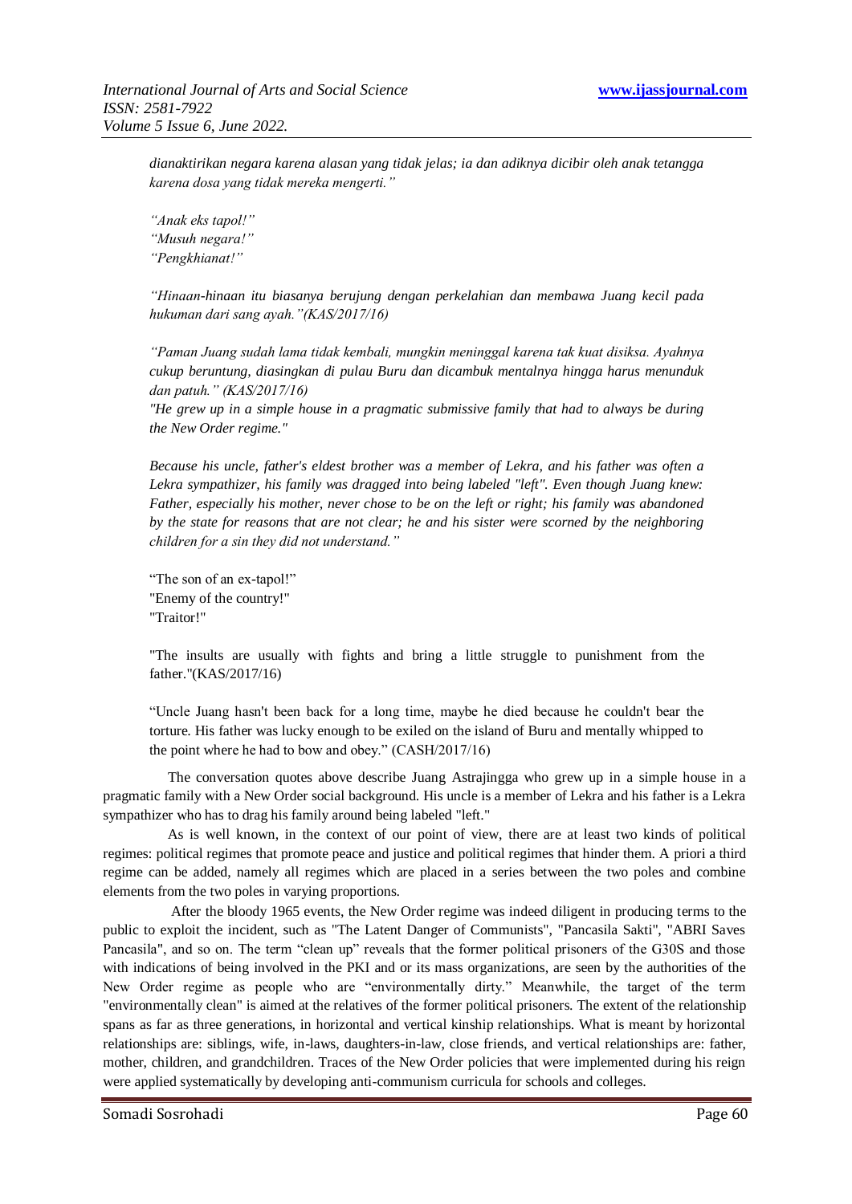*dianaktirikan negara karena alasan yang tidak jelas; ia dan adiknya dicibir oleh anak tetangga karena dosa yang tidak mereka mengerti."*

*"Anak eks tapol!"*
*"Musuh negara!"*
*"Pengkhianat!"*

*"Hinaan-hinaan itu biasanya berujung dengan perkelahian dan membawa Juang kecil pada hukuman dari sang ayah."(KAS/2017/16)*

*"Paman Juang sudah lama tidak kembali, mungkin meninggal karena tak kuat disiksa. Ayahnya cukup beruntung, diasingkan di pulau Buru dan dicambuk mentalnya hingga harus menunduk dan patuh." (KAS/2017/16)*
*"He grew up in a simple house in a pragmatic submissive family that had to always be during the New Order regime."*

*Because his uncle, father's eldest brother was a member of Lekra, and his father was often a Lekra sympathizer, his family was dragged into being labeled "left". Even though Juang knew: Father, especially his mother, never chose to be on the left or right; his family was abandoned by the state for reasons that are not clear; he and his sister were scorned by the neighboring children for a sin they did not understand."*

"The son of an ex-tapol!"
"Enemy of the country!"
"Traitor!"

"The insults are usually with fights and bring a little struggle to punishment from the father."(KAS/2017/16)

"Uncle Juang hasn't been back for a long time, maybe he died because he couldn't bear the torture. His father was lucky enough to be exiled on the island of Buru and mentally whipped to the point where he had to bow and obey." (CASH/2017/16)

The conversation quotes above describe Juang Astrajingga who grew up in a simple house in a pragmatic family with a New Order social background. His uncle is a member of Lekra and his father is a Lekra sympathizer who has to drag his family around being labeled "left."

As is well known, in the context of our point of view, there are at least two kinds of political regimes: political regimes that promote peace and justice and political regimes that hinder them. A priori a third regime can be added, namely all regimes which are placed in a series between the two poles and combine elements from the two poles in varying proportions.

After the bloody 1965 events, the New Order regime was indeed diligent in producing terms to the public to exploit the incident, such as "The Latent Danger of Communists", "Pancasila Sakti", "ABRI Saves Pancasila", and so on. The term "clean up" reveals that the former political prisoners of the G30S and those with indications of being involved in the PKI and or its mass organizations, are seen by the authorities of the New Order regime as people who are "environmentally dirty." Meanwhile, the target of the term "environmentally clean" is aimed at the relatives of the former political prisoners. The extent of the relationship spans as far as three generations, in horizontal and vertical kinship relationships. What is meant by horizontal relationships are: siblings, wife, in-laws, daughters-in-law, close friends, and vertical relationships are: father, mother, children, and grandchildren. Traces of the New Order policies that were implemented during his reign were applied systematically by developing anti-communism curricula for schools and colleges.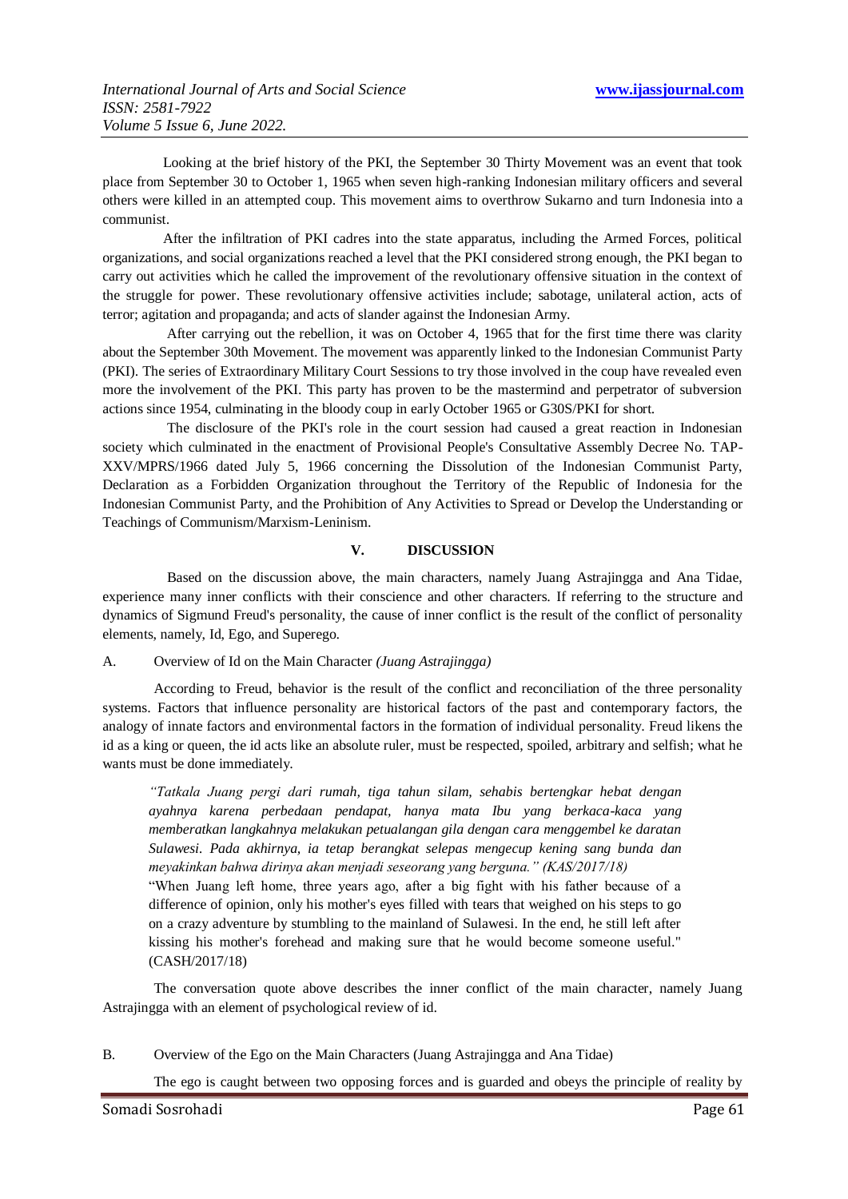Looking at the brief history of the PKI, the September 30 Thirty Movement was an event that took place from September 30 to October 1, 1965 when seven high-ranking Indonesian military officers and several others were killed in an attempted coup. This movement aims to overthrow Sukarno and turn Indonesia into a communist.

After the infiltration of PKI cadres into the state apparatus, including the Armed Forces, political organizations, and social organizations reached a level that the PKI considered strong enough, the PKI began to carry out activities which he called the improvement of the revolutionary offensive situation in the context of the struggle for power. These revolutionary offensive activities include; sabotage, unilateral action, acts of terror; agitation and propaganda; and acts of slander against the Indonesian Army.

After carrying out the rebellion, it was on October 4, 1965 that for the first time there was clarity about the September 30th Movement. The movement was apparently linked to the Indonesian Communist Party (PKI). The series of Extraordinary Military Court Sessions to try those involved in the coup have revealed even more the involvement of the PKI. This party has proven to be the mastermind and perpetrator of subversion actions since 1954, culminating in the bloody coup in early October 1965 or G30S/PKI for short.

The disclosure of the PKI's role in the court session had caused a great reaction in Indonesian society which culminated in the enactment of Provisional People's Consultative Assembly Decree No. TAP-XXV/MPRS/1966 dated July 5, 1966 concerning the Dissolution of the Indonesian Communist Party, Declaration as a Forbidden Organization throughout the Territory of the Republic of Indonesia for the Indonesian Communist Party, and the Prohibition of Any Activities to Spread or Develop the Understanding or Teachings of Communism/Marxism-Leninism.

## V. DISCUSSION

Based on the discussion above, the main characters, namely Juang Astrajingga and Ana Tidae, experience many inner conflicts with their conscience and other characters. If referring to the structure and dynamics of Sigmund Freud's personality, the cause of inner conflict is the result of the conflict of personality elements, namely, Id, Ego, and Superego.

### A. Overview of Id on the Main Character *(Juang Astrajingga)*

According to Freud, behavior is the result of the conflict and reconciliation of the three personality systems. Factors that influence personality are historical factors of the past and contemporary factors, the analogy of innate factors and environmental factors in the formation of individual personality. Freud likens the id as a king or queen, the id acts like an absolute ruler, must be respected, spoiled, arbitrary and selfish; what he wants must be done immediately.

> *"Tatkala Juang pergi dari rumah, tiga tahun silam, sehabis bertengkar hebat dengan ayahnya karena perbedaan pendapat, hanya mata Ibu yang berkaca-kaca yang memberatkan langkahnya melakukan petualangan gila dengan cara menggembel ke daratan Sulawesi. Pada akhirnya, ia tetap berangkat selepas mengecup kening sang bunda dan meyakinkan bahwa dirinya akan menjadi seseorang yang berguna." (KAS/2017/18)*
>
> "When Juang left home, three years ago, after a big fight with his father because of a difference of opinion, only his mother's eyes filled with tears that weighed on his steps to go on a crazy adventure by stumbling to the mainland of Sulawesi. In the end, he still left after kissing his mother's forehead and making sure that he would become someone useful." (CASH/2017/18)

The conversation quote above describes the inner conflict of the main character, namely Juang Astrajingga with an element of psychological review of id.

### B. Overview of the Ego on the Main Characters (Juang Astrajingga and Ana Tidae)

The ego is caught between two opposing forces and is guarded and obeys the principle of reality by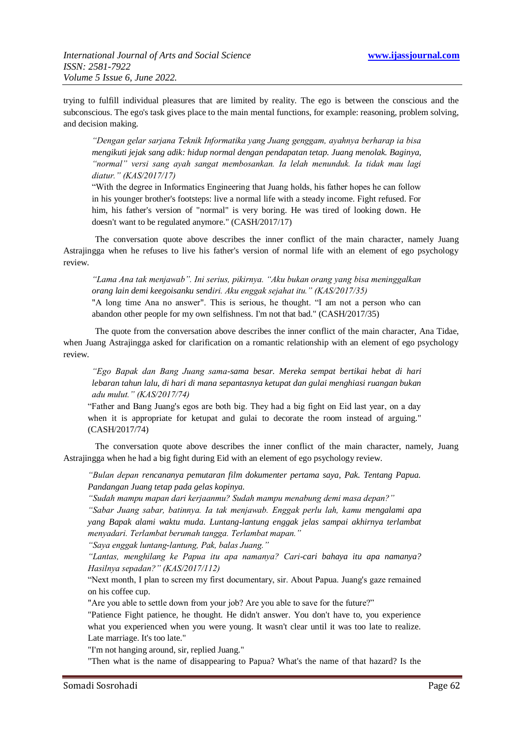trying to fulfill individual pleasures that are limited by reality. The ego is between the conscious and the subconscious. The ego's task gives place to the main mental functions, for example: reasoning, problem solving, and decision making.

> *"Dengan gelar sarjana Teknik Informatika yang Juang genggam, ayahnya berharap ia bisa mengikuti jejak sang adik: hidup normal dengan pendapatan tetap. Juang menolak. Baginya, "normal" versi sang ayah sangat membosankan. Ia lelah menunduk. Ia tidak mau lagi diatur." (KAS/2017/17)*
>
> "With the degree in Informatics Engineering that Juang holds, his father hopes he can follow in his younger brother's footsteps: live a normal life with a steady income. Fight refused. For him, his father's version of "normal" is very boring. He was tired of looking down. He doesn't want to be regulated anymore." (CASH/2017/17)

The conversation quote above describes the inner conflict of the main character, namely Juang Astrajingga when he refuses to live his father's version of normal life with an element of ego psychology review.

> *"Lama Ana tak menjawab". Ini serius, pikirnya. "Aku bukan orang yang bisa meninggalkan orang lain demi keegoisanku sendiri. Aku enggak sejahat itu." (KAS/2017/35)*
>
> "A long time Ana no answer". This is serious, he thought. "I am not a person who can abandon other people for my own selfishness. I'm not that bad." (CASH/2017/35)

The quote from the conversation above describes the inner conflict of the main character, Ana Tidae, when Juang Astrajingga asked for clarification on a romantic relationship with an element of ego psychology review.

> *"Ego Bapak dan Bang Juang sama-sama besar. Mereka sempat bertikai hebat di hari lebaran tahun lalu, di hari di mana sepantasnya ketupat dan gulai menghiasi ruangan bukan adu mulut." (KAS/2017/74)*
>
> "Father and Bang Juang's egos are both big. They had a big fight on Eid last year, on a day when it is appropriate for ketupat and gulai to decorate the room instead of arguing." (CASH/2017/74)

The conversation quote above describes the inner conflict of the main character, namely, Juang Astrajingga when he had a big fight during Eid with an element of ego psychology review.

> *"Bulan depan rencananya pemutaran film dokumenter pertama saya, Pak. Tentang Papua. Pandangan Juang tetap pada gelas kopinya.*
>
> *"Sudah mampu mapan dari kerjaanmu? Sudah mampu menabung demi masa depan?"*
>
> *"Sabar Juang sabar, batinnya. Ia tak menjawab. Enggak perlu lah, kamu mengalami apa yang Bapak alami waktu muda. Luntang-lantung enggak jelas sampai akhirnya terlambat menyadari. Terlambat berumah tangga. Terlambat mapan."*
>
> *"Saya enggak luntang-lantung, Pak, balas Juang."*
>
> *"Lantas, menghilang ke Papua itu apa namanya? Cari-cari bahaya itu apa namanya? Hasilnya sepadan?" (KAS/2017/112)*
>
> "Next month, I plan to screen my first documentary, sir. About Papua. Juang's gaze remained on his coffee cup.
>
> "Are you able to settle down from your job? Are you able to save for the future?"
>
> "Patience Fight patience, he thought. He didn't answer. You don't have to, you experience what you experienced when you were young. It wasn't clear until it was too late to realize. Late marriage. It's too late."
>
> "I'm not hanging around, sir, replied Juang."
>
> "Then what is the name of disappearing to Papua? What's the name of that hazard? Is the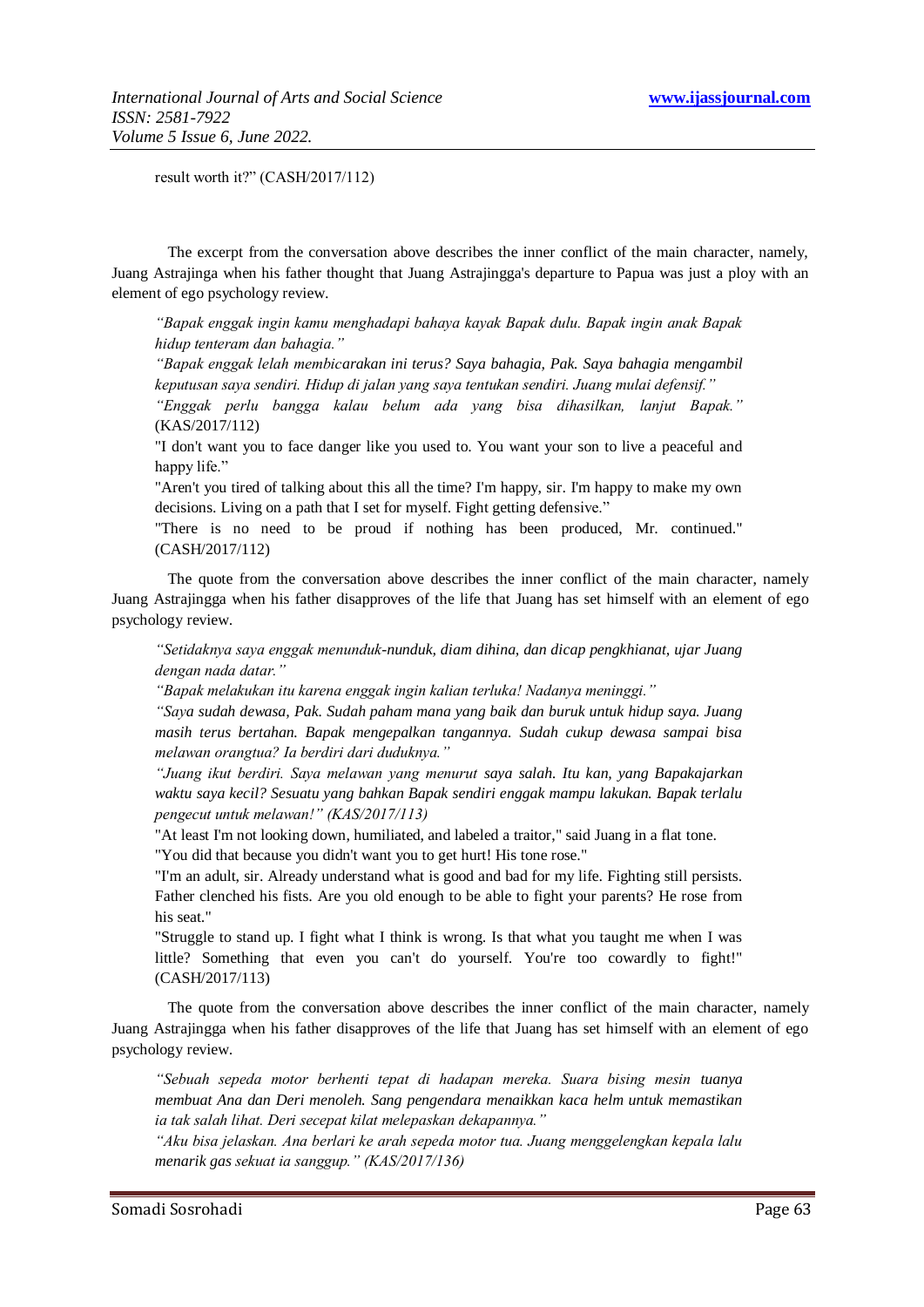result worth it?" (CASH/2017/112)

The excerpt from the conversation above describes the inner conflict of the main character, namely, Juang Astrajinga when his father thought that Juang Astrajingga's departure to Papua was just a ploy with an element of ego psychology review.

> *"Bapak enggak ingin kamu menghadapi bahaya kayak Bapak dulu. Bapak ingin anak Bapak hidup tenteram dan bahagia."*
>
> *"Bapak enggak lelah membicarakan ini terus? Saya bahagia, Pak. Saya bahagia mengambil keputusan saya sendiri. Hidup di jalan yang saya tentukan sendiri. Juang mulai defensif."*
>
> *"Enggak perlu bangga kalau belum ada yang bisa dihasilkan, lanjut Bapak."* (KAS/2017/112)
>
> "I don't want you to face danger like you used to. You want your son to live a peaceful and happy life."
>
> "Aren't you tired of talking about this all the time? I'm happy, sir. I'm happy to make my own decisions. Living on a path that I set for myself. Fight getting defensive."
>
> "There is no need to be proud if nothing has been produced, Mr. continued." (CASH/2017/112)

The quote from the conversation above describes the inner conflict of the main character, namely Juang Astrajingga when his father disapproves of the life that Juang has set himself with an element of ego psychology review.

> *"Setidaknya saya enggak menunduk-nunduk, diam dihina, dan dicap pengkhianat, ujar Juang dengan nada datar."*
>
> *"Bapak melakukan itu karena enggak ingin kalian terluka! Nadanya meninggi."*
>
> *"Saya sudah dewasa, Pak. Sudah paham mana yang baik dan buruk untuk hidup saya. Juang masih terus bertahan. Bapak mengepalkan tangannya. Sudah cukup dewasa sampai bisa melawan orangtua? Ia berdiri dari duduknya."*
>
> *"Juang ikut berdiri. Saya melawan yang menurut saya salah. Itu kan, yang Bapakajarkan waktu saya kecil? Sesuatu yang bahkan Bapak sendiri enggak mampu lakukan. Bapak terlalu pengecut untuk melawan!" (KAS/2017/113)*
>
> "At least I'm not looking down, humiliated, and labeled a traitor," said Juang in a flat tone.
>
> "You did that because you didn't want you to get hurt! His tone rose."
>
> "I'm an adult, sir. Already understand what is good and bad for my life. Fighting still persists. Father clenched his fists. Are you old enough to be able to fight your parents? He rose from his seat."
>
> "Struggle to stand up. I fight what I think is wrong. Is that what you taught me when I was little? Something that even you can't do yourself. You're too cowardly to fight!" (CASH/2017/113)

The quote from the conversation above describes the inner conflict of the main character, namely Juang Astrajingga when his father disapproves of the life that Juang has set himself with an element of ego psychology review.

> *"Sebuah sepeda motor berhenti tepat di hadapan mereka. Suara bising mesin tuanya membuat Ana dan Deri menoleh. Sang pengendara menaikkan kaca helm untuk memastikan ia tak salah lihat. Deri secepat kilat melepaskan dekapannya."*
>
> *"Aku bisa jelaskan. Ana berlari ke arah sepeda motor tua. Juang menggelengkan kepala lalu menarik gas sekuat ia sanggup." (KAS/2017/136)*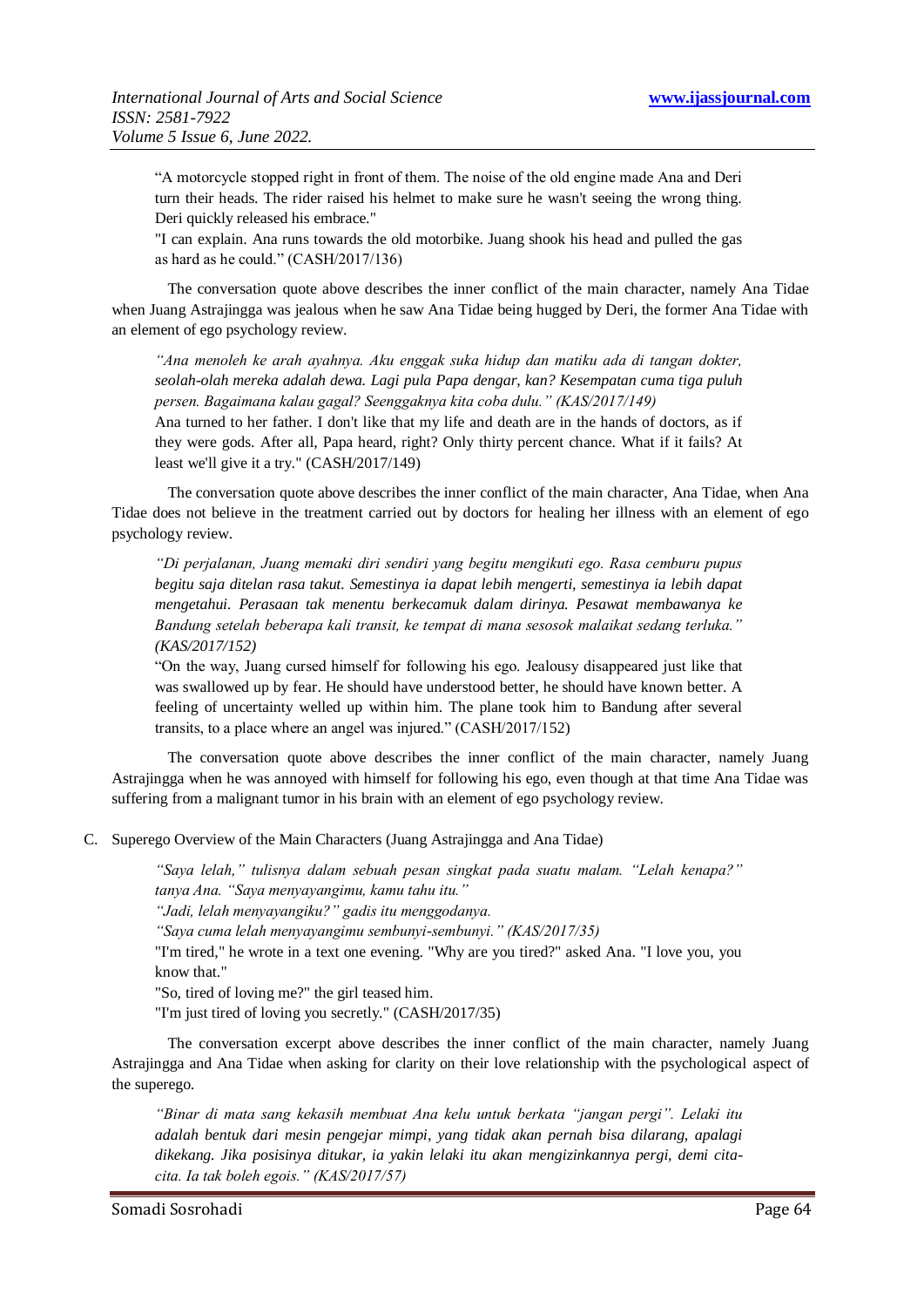"A motorcycle stopped right in front of them. The noise of the old engine made Ana and Deri turn their heads. The rider raised his helmet to make sure he wasn't seeing the wrong thing. Deri quickly released his embrace."

"I can explain. Ana runs towards the old motorbike. Juang shook his head and pulled the gas as hard as he could." (CASH/2017/136)

The conversation quote above describes the inner conflict of the main character, namely Ana Tidae when Juang Astrajingga was jealous when he saw Ana Tidae being hugged by Deri, the former Ana Tidae with an element of ego psychology review.

*"Ana menoleh ke arah ayahnya. Aku enggak suka hidup dan matiku ada di tangan dokter, seolah-olah mereka adalah dewa. Lagi pula Papa dengar, kan? Kesempatan cuma tiga puluh persen. Bagaimana kalau gagal? Seenggaknya kita coba dulu." (KAS/2017/149)*

Ana turned to her father. I don't like that my life and death are in the hands of doctors, as if they were gods. After all, Papa heard, right? Only thirty percent chance. What if it fails? At least we'll give it a try." (CASH/2017/149)

The conversation quote above describes the inner conflict of the main character, Ana Tidae, when Ana Tidae does not believe in the treatment carried out by doctors for healing her illness with an element of ego psychology review.

*"Di perjalanan, Juang memaki diri sendiri yang begitu mengikuti ego. Rasa cemburu pupus begitu saja ditelan rasa takut. Semestinya ia dapat lebih mengerti, semestinya ia lebih dapat mengetahui. Perasaan tak menentu berkecamuk dalam dirinya. Pesawat membawanya ke Bandung setelah beberapa kali transit, ke tempat di mana sesosok malaikat sedang terluka." (KAS/2017/152)*

"On the way, Juang cursed himself for following his ego. Jealousy disappeared just like that was swallowed up by fear. He should have understood better, he should have known better. A feeling of uncertainty welled up within him. The plane took him to Bandung after several transits, to a place where an angel was injured." (CASH/2017/152)

The conversation quote above describes the inner conflict of the main character, namely Juang Astrajingga when he was annoyed with himself for following his ego, even though at that time Ana Tidae was suffering from a malignant tumor in his brain with an element of ego psychology review.

C. Superego Overview of the Main Characters (Juang Astrajingga and Ana Tidae)

*"Saya lelah," tulisnya dalam sebuah pesan singkat pada suatu malam. "Lelah kenapa?" tanya Ana. "Saya menyayangimu, kamu tahu itu."*

*"Jadi, lelah menyayangiku?" gadis itu menggodanya.*

*"Saya cuma lelah menyayangimu sembunyi-sembunyi." (KAS/2017/35)*

"I'm tired," he wrote in a text one evening. "Why are you tired?" asked Ana. "I love you, you know that."

"So, tired of loving me?" the girl teased him.

"I'm just tired of loving you secretly." (CASH/2017/35)

The conversation excerpt above describes the inner conflict of the main character, namely Juang Astrajingga and Ana Tidae when asking for clarity on their love relationship with the psychological aspect of the superego.

*"Binar di mata sang kekasih membuat Ana kelu untuk berkata "jangan pergi". Lelaki itu adalah bentuk dari mesin pengejar mimpi, yang tidak akan pernah bisa dilarang, apalagi dikekang. Jika posisinya ditukar, ia yakin lelaki itu akan mengizinkannya pergi, demi cita-cita. Ia tak boleh egois." (KAS/2017/57)*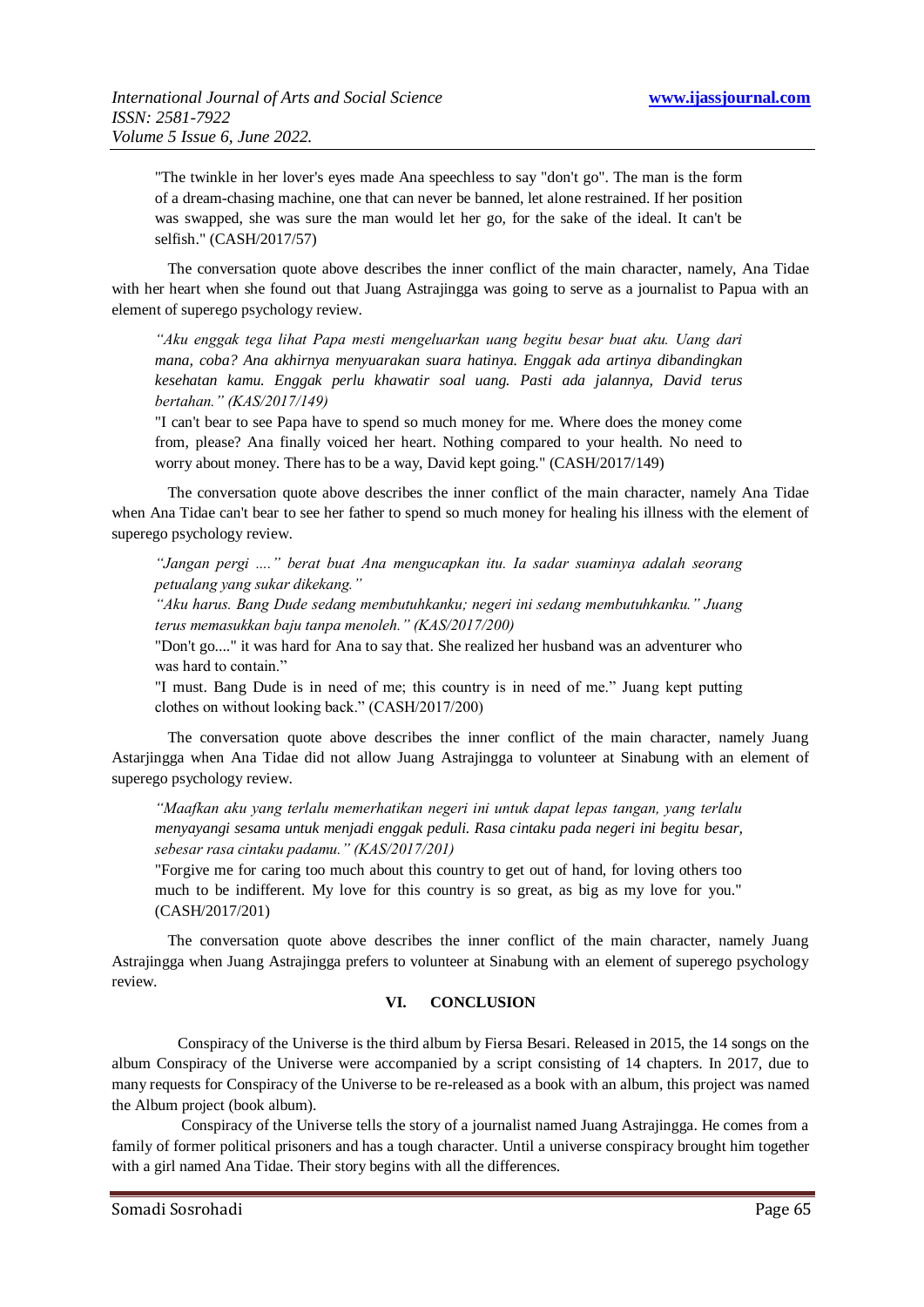> "The twinkle in her lover's eyes made Ana speechless to say "don't go". The man is the form of a dream-chasing machine, one that can never be banned, let alone restrained. If her position was swapped, she was sure the man would let her go, for the sake of the ideal. It can't be selfish." (CASH/2017/57)

The conversation quote above describes the inner conflict of the main character, namely, Ana Tidae with her heart when she found out that Juang Astrajingga was going to serve as a journalist to Papua with an element of superego psychology review.

> *"Aku enggak tega lihat Papa mesti mengeluarkan uang begitu besar buat aku. Uang dari mana, coba? Ana akhirnya menyuarakan suara hatinya. Enggak ada artinya dibandingkan kesehatan kamu. Enggak perlu khawatir soal uang. Pasti ada jalannya, David terus bertahan." (KAS/2017/149)*
>
> "I can't bear to see Papa have to spend so much money for me. Where does the money come from, please? Ana finally voiced her heart. Nothing compared to your health. No need to worry about money. There has to be a way, David kept going." (CASH/2017/149)

The conversation quote above describes the inner conflict of the main character, namely Ana Tidae when Ana Tidae can't bear to see her father to spend so much money for healing his illness with the element of superego psychology review.

> *"Jangan pergi ...." berat buat Ana mengucapkan itu. Ia sadar suaminya adalah seorang petualang yang sukar dikekang."*
>
> *"Aku harus. Bang Dude sedang membutuhkanku; negeri ini sedang membutuhkanku." Juang terus memasukkan baju tanpa menoleh." (KAS/2017/200)*
>
> "Don't go...." it was hard for Ana to say that. She realized her husband was an adventurer who was hard to contain."
>
> "I must. Bang Dude is in need of me; this country is in need of me." Juang kept putting clothes on without looking back." (CASH/2017/200)

The conversation quote above describes the inner conflict of the main character, namely Juang Astarjingga when Ana Tidae did not allow Juang Astrajingga to volunteer at Sinabung with an element of superego psychology review.

> *"Maafkan aku yang terlalu memerhatikan negeri ini untuk dapat lepas tangan, yang terlalu menyayangi sesama untuk menjadi enggak peduli. Rasa cintaku pada negeri ini begitu besar, sebesar rasa cintaku padamu." (KAS/2017/201)*
>
> "Forgive me for caring too much about this country to get out of hand, for loving others too much to be indifferent. My love for this country is so great, as big as my love for you." (CASH/2017/201)

The conversation quote above describes the inner conflict of the main character, namely Juang Astrajingga when Juang Astrajingga prefers to volunteer at Sinabung with an element of superego psychology review.

## VI. CONCLUSION

Conspiracy of the Universe is the third album by Fiersa Besari. Released in 2015, the 14 songs on the album Conspiracy of the Universe were accompanied by a script consisting of 14 chapters. In 2017, due to many requests for Conspiracy of the Universe to be re-released as a book with an album, this project was named the Album project (book album).

Conspiracy of the Universe tells the story of a journalist named Juang Astrajingga. He comes from a family of former political prisoners and has a tough character. Until a universe conspiracy brought him together with a girl named Ana Tidae. Their story begins with all the differences.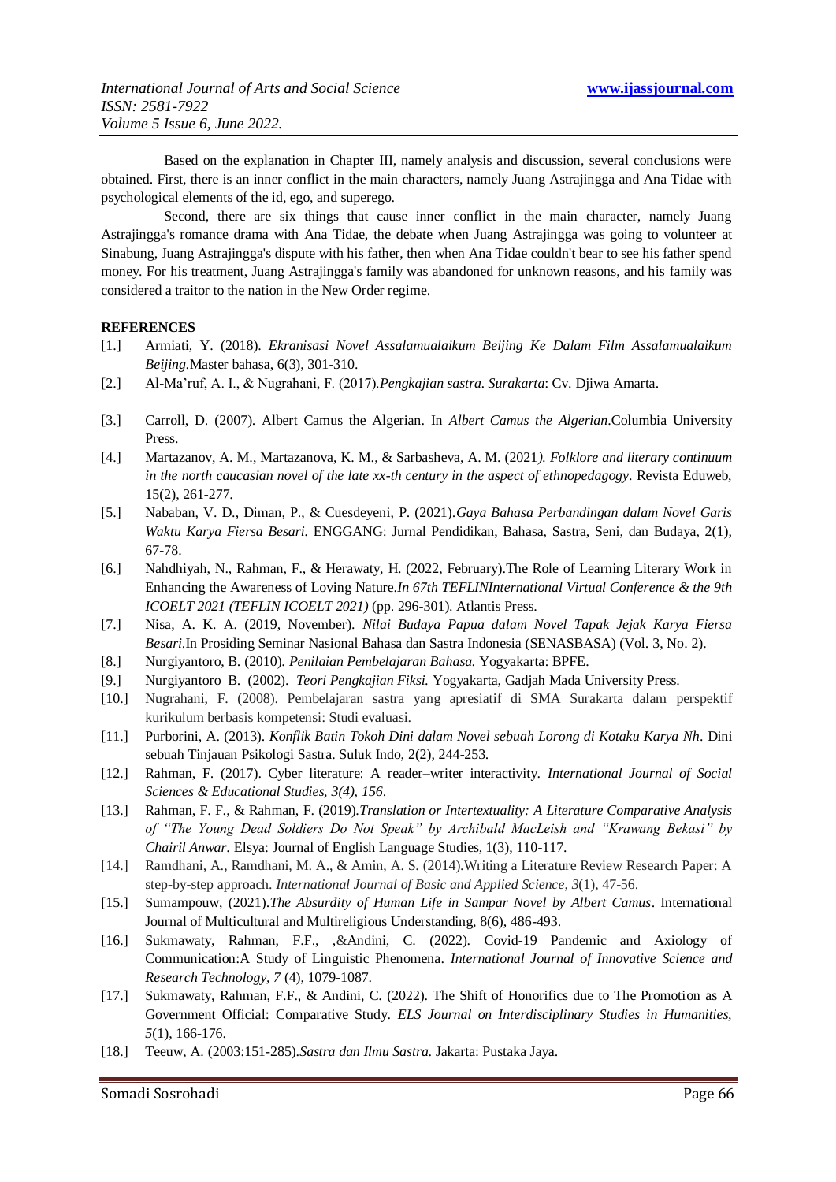Based on the explanation in Chapter III, namely analysis and discussion, several conclusions were obtained. First, there is an inner conflict in the main characters, namely Juang Astrajingga and Ana Tidae with psychological elements of the id, ego, and superego.

Second, there are six things that cause inner conflict in the main character, namely Juang Astrajingga's romance drama with Ana Tidae, the debate when Juang Astrajingga was going to volunteer at Sinabung, Juang Astrajingga's dispute with his father, then when Ana Tidae couldn't bear to see his father spend money. For his treatment, Juang Astrajingga's family was abandoned for unknown reasons, and his family was considered a traitor to the nation in the New Order regime.

## REFERENCES

- [1.] Armiati, Y. (2018). *Ekranisasi Novel Assalamualaikum Beijing Ke Dalam Film Assalamualaikum Beijing.*Master bahasa, 6(3), 301-310.
- [2.] Al-Ma'ruf, A. I., & Nugrahani, F. (2017).*Pengkajian sastra. Surakarta*: Cv. Djiwa Amarta.
- [3.] Carroll, D. (2007). Albert Camus the Algerian. In *Albert Camus the Algerian*.Columbia University Press.
- [4.] Martazanov, A. M., Martazanova, K. M., & Sarbasheva, A. M. (2021*). Folklore and literary continuum in the north caucasian novel of the late xx-th century in the aspect of ethnopedagogy*. Revista Eduweb, 15(2), 261-277.
- [5.] Nababan, V. D., Diman, P., & Cuesdeyeni, P. (2021).*Gaya Bahasa Perbandingan dalam Novel Garis Waktu Karya Fiersa Besari.* ENGGANG: Jurnal Pendidikan, Bahasa, Sastra, Seni, dan Budaya, 2(1), 67-78.
- [6.] Nahdhiyah, N., Rahman, F., & Herawaty, H. (2022, February).The Role of Learning Literary Work in Enhancing the Awareness of Loving Nature.*In 67th TEFLINInternational Virtual Conference & the 9th ICOELT 2021 (TEFLIN ICOELT 2021)* (pp. 296-301). Atlantis Press.
- [7.] Nisa, A. K. A. (2019, November). *Nilai Budaya Papua dalam Novel Tapak Jejak Karya Fiersa Besari.*In Prosiding Seminar Nasional Bahasa dan Sastra Indonesia (SENASBASA) (Vol. 3, No. 2).
- [8.] Nurgiyantoro, B. (2010). *Penilaian Pembelajaran Bahasa.* Yogyakarta: BPFE.
- [9.] Nurgiyantoro B. (2002). *Teori Pengkajian Fiksi.* Yogyakarta, Gadjah Mada University Press.
- [10.] Nugrahani, F. (2008). Pembelajaran sastra yang apresiatif di SMA Surakarta dalam perspektif kurikulum berbasis kompetensi: Studi evaluasi.
- [11.] Purborini, A. (2013). *Konflik Batin Tokoh Dini dalam Novel sebuah Lorong di Kotaku Karya Nh*. Dini sebuah Tinjauan Psikologi Sastra. Suluk Indo, 2(2), 244-253.
- [12.] Rahman, F. (2017). Cyber literature: A reader–writer interactivity. *International Journal of Social Sciences & Educational Studies, 3(4), 156*.
- [13.] Rahman, F. F., & Rahman, F. (2019).*Translation or Intertextuality: A Literature Comparative Analysis of "The Young Dead Soldiers Do Not Speak" by Archibald MacLeish and "Krawang Bekasi" by Chairil Anwar*. Elsya: Journal of English Language Studies, 1(3), 110-117.
- [14.] Ramdhani, A., Ramdhani, M. A., & Amin, A. S. (2014).Writing a Literature Review Research Paper: A step-by-step approach. *International Journal of Basic and Applied Science, 3*(1), 47-56.
- [15.] Sumampouw, (2021).*The Absurdity of Human Life in Sampar Novel by Albert Camus*. International Journal of Multicultural and Multireligious Understanding, 8(6), 486-493.
- [16.] Sukmawaty, Rahman, F.F., ,&Andini, C. (2022). Covid-19 Pandemic and Axiology of Communication:A Study of Linguistic Phenomena. *International Journal of Innovative Science and Research Technology, 7* (4), 1079-1087.
- [17.] Sukmawaty, Rahman, F.F., & Andini, C. (2022). The Shift of Honorifics due to The Promotion as A Government Official: Comparative Study. *ELS Journal on Interdisciplinary Studies in Humanities, 5*(1), 166-176.
- [18.] Teeuw, A. (2003:151-285).*Sastra dan Ilmu Sastra.* Jakarta: Pustaka Jaya.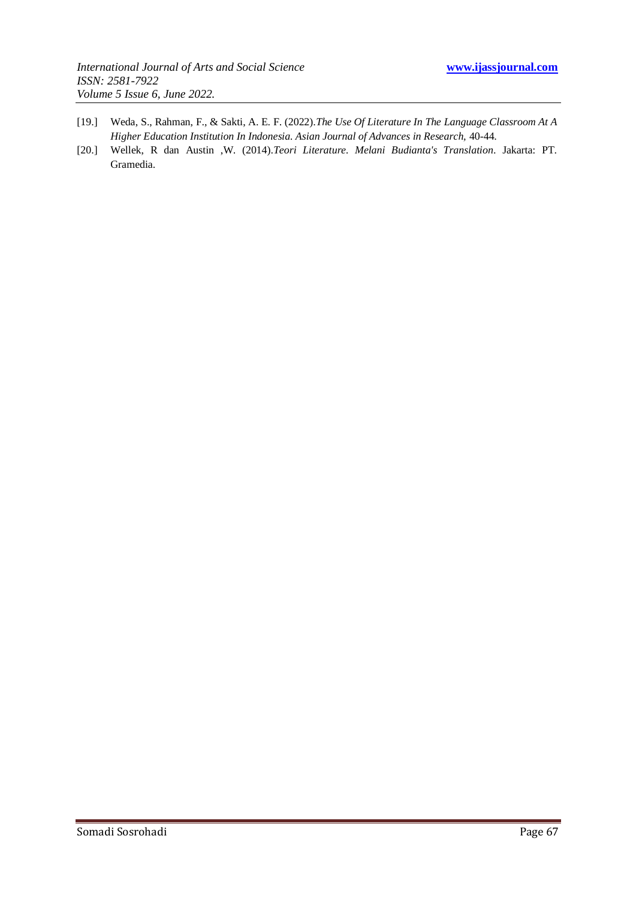[19.] Weda, S., Rahman, F., & Sakti, A. E. F. (2022).*The Use Of Literature In The Language Classroom At A Higher Education Institution In Indonesia. Asian Journal of Advances in Research,* 40-44.

[20.] Wellek, R dan Austin ,W. (2014).*Teori Literature. Melani Budianta's Translation*. Jakarta: PT. Gramedia.